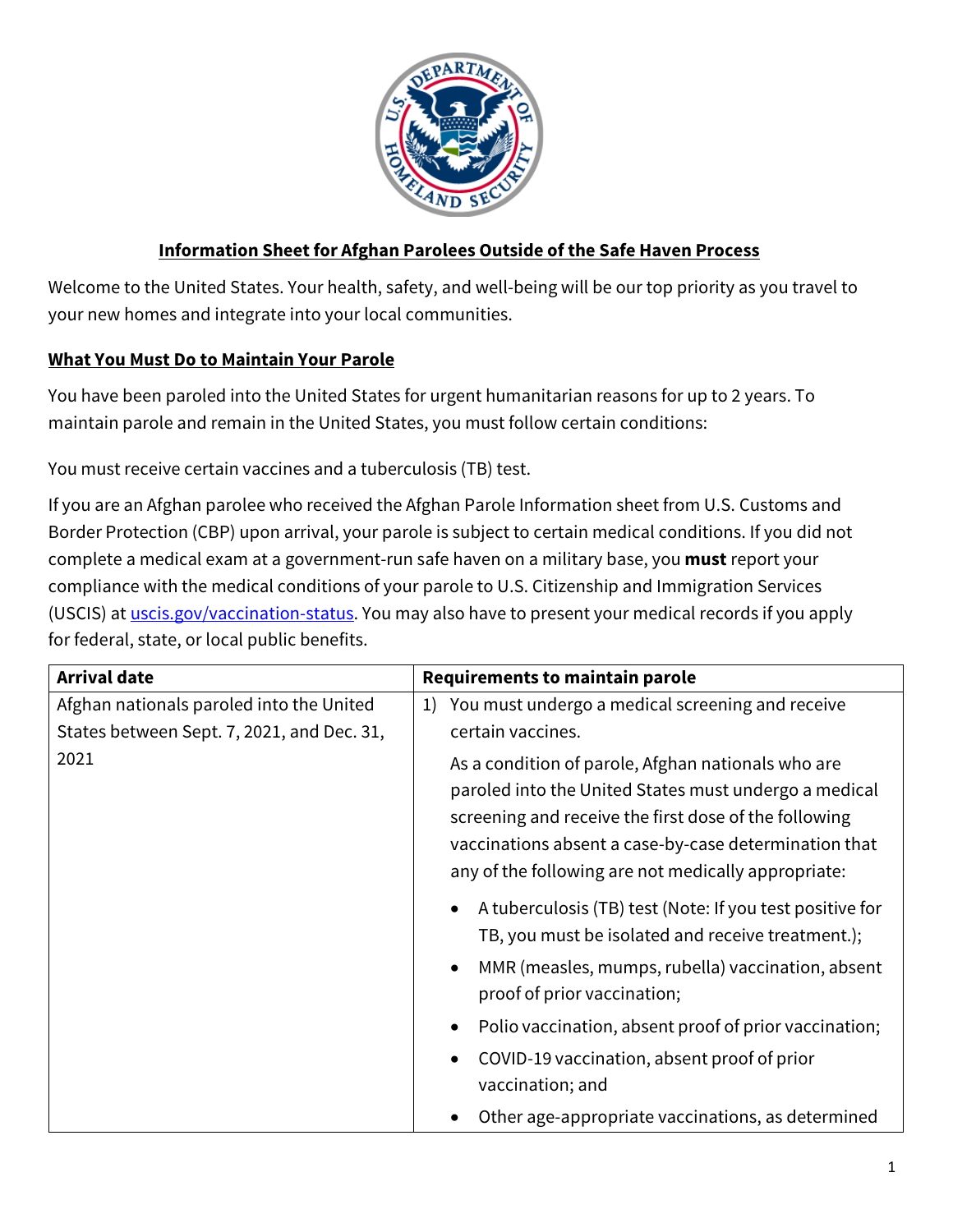## Information Sheet for Afghan Parolees Outside of the Safe Haven Process

Welcome to the United States. Your health, safety, and well-being will be our top priority as you travel to your new homes and integrate into your local communities.

### What You Must Do to Maintain Your Parole

You have been paroled into the United States for urgent humanitarian reasons for up to 2 years. To maintain parole and remain in the United States, you must follow certain conditions:

You must receive certain vaccines and a tuberculosis (TB) test.

If you are an Afghan parolee who received the Afghan Parole Information sheet from U.S. Customs and Border Protection (CBP) upon arrival, your parole is subject to certain medical conditions. If you did not complete a medical exam at a government-run safe haven on a military base, you **must** report your compliance with the medical conditions of your parole to U.S. Citizenship and Immigration Services (USCIS) at [uscis.gov/vaccination-status](uscis.gov/vaccination-status). You may also have to present your medical records if you apply for federal, state, or local public benefits.

| Arrival date | Requirements to maintain parole |
|---|---|
| Afghan nationals paroled into the United States between Sept. 7, 2021, and Dec. 31, 2021 | 1) You must undergo a medical screening and receive certain vaccines.<br><br>As a condition of parole, Afghan nationals who are paroled into the United States must undergo a medical screening and receive the first dose of the following vaccinations absent a case-by-case determination that any of the following are not medically appropriate:<br><br>• A tuberculosis (TB) test (Note: If you test positive for TB, you must be isolated and receive treatment.);<br>• MMR (measles, mumps, rubella) vaccination, absent proof of prior vaccination;<br>• Polio vaccination, absent proof of prior vaccination;<br>• COVID-19 vaccination, absent proof of prior vaccination; and<br>• Other age-appropriate vaccinations, as determined |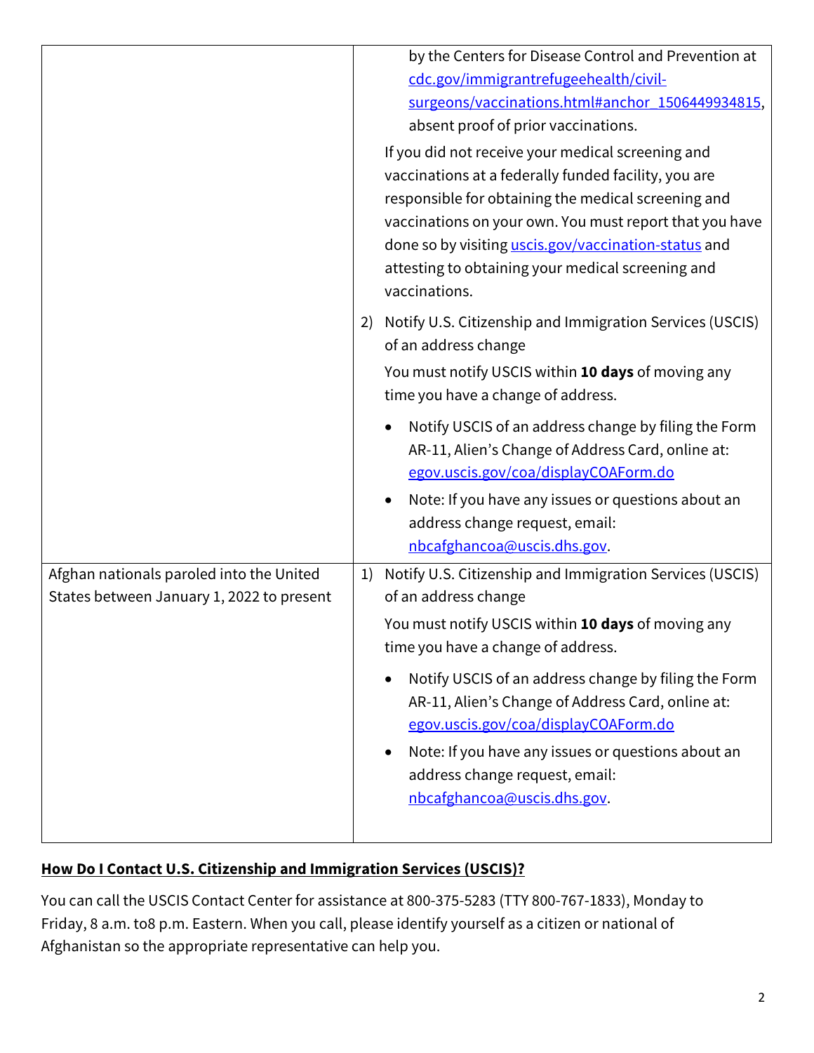| | |
|---|---|
| | by the Centers for Disease Control and Prevention at cdc.gov/immigrantrefugeehealth/civil-surgeons/vaccinations.html#anchor_1506449934815, absent proof of prior vaccinations.<br><br>If you did not receive your medical screening and vaccinations at a federally funded facility, you are responsible for obtaining the medical screening and vaccinations on your own. You must report that you have done so by visiting uscis.gov/vaccination-status and attesting to obtaining your medical screening and vaccinations.<br><br>2) Notify U.S. Citizenship and Immigration Services (USCIS) of an address change<br><br>You must notify USCIS within **10 days** of moving any time you have a change of address.<br><br>• Notify USCIS of an address change by filing the Form AR-11, Alien's Change of Address Card, online at: egov.uscis.gov/coa/displayCOAForm.do<br>• Note: If you have any issues or questions about an address change request, email: nbcafghancoa@uscis.dhs.gov. |
| Afghan nationals paroled into the United States between January 1, 2022 to present | 1) Notify U.S. Citizenship and Immigration Services (USCIS) of an address change<br><br>You must notify USCIS within **10 days** of moving any time you have a change of address.<br><br>• Notify USCIS of an address change by filing the Form AR-11, Alien's Change of Address Card, online at: egov.uscis.gov/coa/displayCOAForm.do<br>• Note: If you have any issues or questions about an address change request, email: nbcafghancoa@uscis.dhs.gov. |

## How Do I Contact U.S. Citizenship and Immigration Services (USCIS)?

You can call the USCIS Contact Center for assistance at 800-375-5283 (TTY 800-767-1833), Monday to Friday, 8 a.m. to8 p.m. Eastern. When you call, please identify yourself as a citizen or national of Afghanistan so the appropriate representative can help you.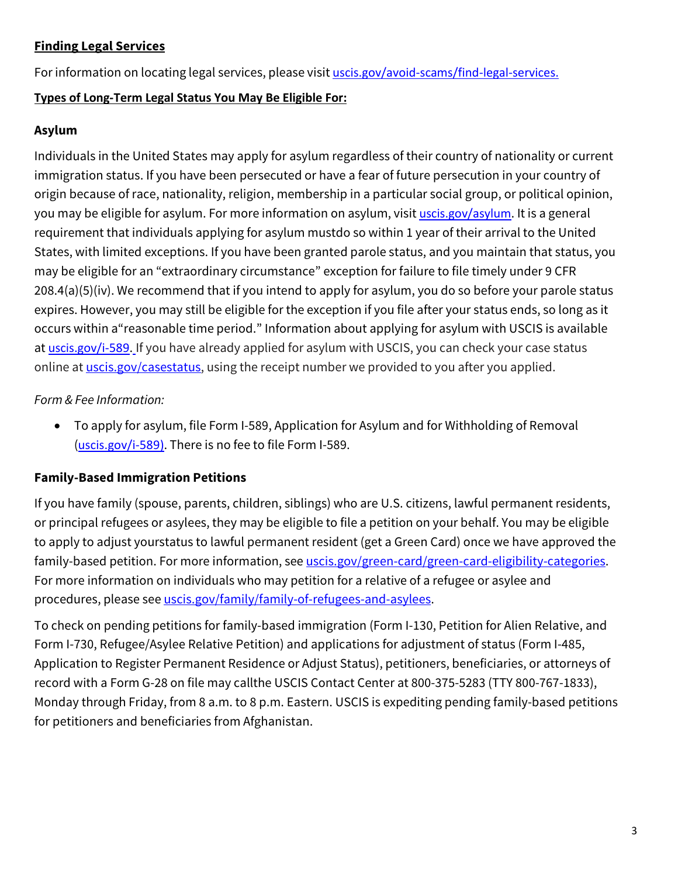**Finding Legal Services**

For information on locating legal services, please visit [uscis.gov/avoid-scams/find-legal-services.](uscis.gov/avoid-scams/find-legal-services)

**Types of Long-Term Legal Status You May Be Eligible For:**

### Asylum

Individuals in the United States may apply for asylum regardless of their country of nationality or current immigration status. If you have been persecuted or have a fear of future persecution in your country of origin because of race, nationality, religion, membership in a particular social group, or political opinion, you may be eligible for asylum. For more information on asylum, visit [uscis.gov/asylum](uscis.gov/asylum). It is a general requirement that individuals applying for asylum mustdo so within 1 year of their arrival to the United States, with limited exceptions. If you have been granted parole status, and you maintain that status, you may be eligible for an "extraordinary circumstance" exception for failure to file timely under 9 CFR 208.4(a)(5)(iv). We recommend that if you intend to apply for asylum, you do so before your parole status expires. However, you may still be eligible for the exception if you file after your status ends, so long as it occurs within a"reasonable time period." Information about applying for asylum with USCIS is available at [uscis.gov/i-589](uscis.gov/i-589). If you have already applied for asylum with USCIS, you can check your case status online at [uscis.gov/casestatus](uscis.gov/casestatus), using the receipt number we provided to you after you applied.

*Form & Fee Information:*

- To apply for asylum, file Form I-589, Application for Asylum and for Withholding of Removal ([uscis.gov/i-589](uscis.gov/i-589)). There is no fee to file Form I-589.

### Family-Based Immigration Petitions

If you have family (spouse, parents, children, siblings) who are U.S. citizens, lawful permanent residents, or principal refugees or asylees, they may be eligible to file a petition on your behalf. You may be eligible to apply to adjust yourstatus to lawful permanent resident (get a Green Card) once we have approved the family-based petition. For more information, see [uscis.gov/green-card/green-card-eligibility-categories](uscis.gov/green-card/green-card-eligibility-categories). For more information on individuals who may petition for a relative of a refugee or asylee and procedures, please see [uscis.gov/family/family-of-refugees-and-asylees](uscis.gov/family/family-of-refugees-and-asylees).

To check on pending petitions for family-based immigration (Form I-130, Petition for Alien Relative, and Form I-730, Refugee/Asylee Relative Petition) and applications for adjustment of status (Form I-485, Application to Register Permanent Residence or Adjust Status), petitioners, beneficiaries, or attorneys of record with a Form G-28 on file may callthe USCIS Contact Center at 800-375-5283 (TTY 800-767-1833), Monday through Friday, from 8 a.m. to 8 p.m. Eastern. USCIS is expediting pending family-based petitions for petitioners and beneficiaries from Afghanistan.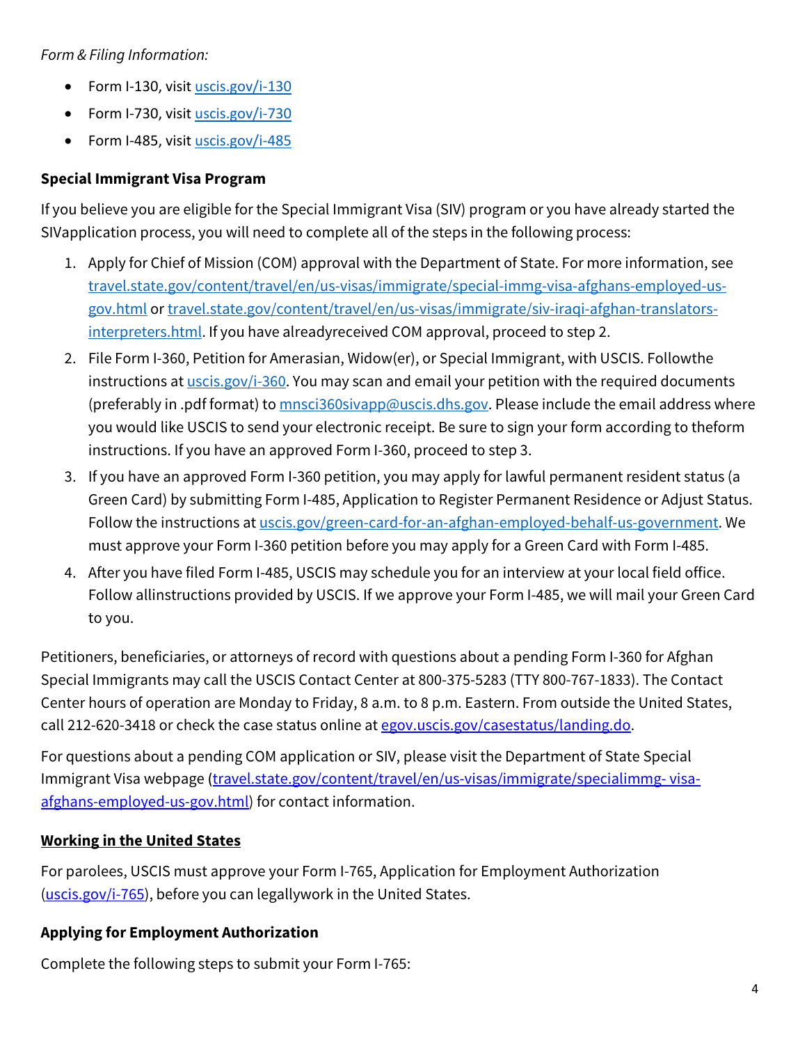*Form & Filing Information:*

- Form I-130, visit [uscis.gov/i-130](uscis.gov/i-130)
- Form I-730, visit [uscis.gov/i-730](uscis.gov/i-730)
- Form I-485, visit [uscis.gov/i-485](uscis.gov/i-485)

**Special Immigrant Visa Program**

If you believe you are eligible for the Special Immigrant Visa (SIV) program or you have already started the SIVapplication process, you will need to complete all of the steps in the following process:

1. Apply for Chief of Mission (COM) approval with the Department of State. For more information, see [travel.state.gov/content/travel/en/us-visas/immigrate/special-immg-visa-afghans-employed-us-gov.html](travel.state.gov/content/travel/en/us-visas/immigrate/special-immg-visa-afghans-employed-us-gov.html) or [travel.state.gov/content/travel/en/us-visas/immigrate/siv-iraqi-afghan-translators-interpreters.html](travel.state.gov/content/travel/en/us-visas/immigrate/siv-iraqi-afghan-translators-interpreters.html). If you have alreadyreceived COM approval, proceed to step 2.
2. File Form I-360, Petition for Amerasian, Widow(er), or Special Immigrant, with USCIS. Followthe instructions at [uscis.gov/i-360](uscis.gov/i-360). You may scan and email your petition with the required documents (preferably in .pdf format) to [mnsci360sivapp@uscis.dhs.gov](mailto:mnsci360sivapp@uscis.dhs.gov). Please include the email address where you would like USCIS to send your electronic receipt. Be sure to sign your form according to theform instructions. If you have an approved Form I-360, proceed to step 3.
3. If you have an approved Form I-360 petition, you may apply for lawful permanent resident status (a Green Card) by submitting Form I-485, Application to Register Permanent Residence or Adjust Status. Follow the instructions at [uscis.gov/green-card-for-an-afghan-employed-behalf-us-government](uscis.gov/green-card-for-an-afghan-employed-behalf-us-government). We must approve your Form I-360 petition before you may apply for a Green Card with Form I-485.
4. After you have filed Form I-485, USCIS may schedule you for an interview at your local field office. Follow allinstructions provided by USCIS. If we approve your Form I-485, we will mail your Green Card to you.

Petitioners, beneficiaries, or attorneys of record with questions about a pending Form I-360 for Afghan Special Immigrants may call the USCIS Contact Center at 800-375-5283 (TTY 800-767-1833). The Contact Center hours of operation are Monday to Friday, 8 a.m. to 8 p.m. Eastern. From outside the United States, call 212-620-3418 or check the case status online at [egov.uscis.gov/casestatus/landing.do](egov.uscis.gov/casestatus/landing.do).

For questions about a pending COM application or SIV, please visit the Department of State Special Immigrant Visa webpage ([travel.state.gov/content/travel/en/us-visas/immigrate/specialimmg- visa-afghans-employed-us-gov.html](travel.state.gov/content/travel/en/us-visas/immigrate/specialimmg-visa-afghans-employed-us-gov.html)) for contact information.

## Working in the United States

For parolees, USCIS must approve your Form I-765, Application for Employment Authorization ([uscis.gov/i-765](uscis.gov/i-765)), before you can legallywork in the United States.

**Applying for Employment Authorization**

Complete the following steps to submit your Form I-765: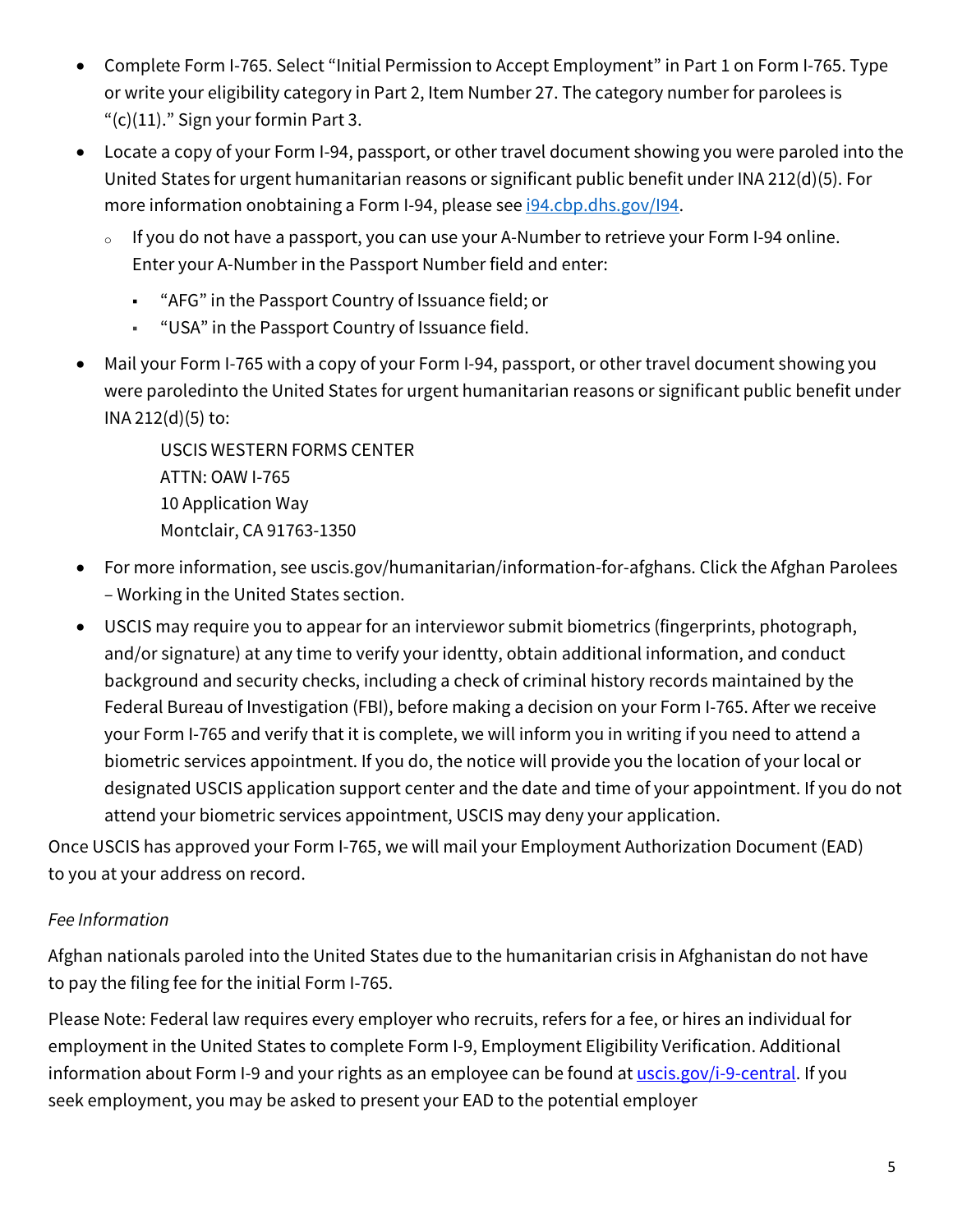- Complete Form I-765. Select "Initial Permission to Accept Employment" in Part 1 on Form I-765. Type or write your eligibility category in Part 2, Item Number 27. The category number for parolees is "(c)(11)." Sign your formin Part 3.
- Locate a copy of your Form I-94, passport, or other travel document showing you were paroled into the United States for urgent humanitarian reasons or significant public benefit under INA 212(d)(5). For more information onobtaining a Form I-94, please see [i94.cbp.dhs.gov/I94](i94.cbp.dhs.gov/I94).
  - If you do not have a passport, you can use your A-Number to retrieve your Form I-94 online. Enter your A-Number in the Passport Number field and enter:
    - "AFG" in the Passport Country of Issuance field; or
    - "USA" in the Passport Country of Issuance field.
- Mail your Form I-765 with a copy of your Form I-94, passport, or other travel document showing you were paroledinto the United States for urgent humanitarian reasons or significant public benefit under INA 212(d)(5) to:

  USCIS WESTERN FORMS CENTER
  ATTN: OAW I-765
  10 Application Way
  Montclair, CA 91763-1350

- For more information, see uscis.gov/humanitarian/information-for-afghans. Click the Afghan Parolees – Working in the United States section.
- USCIS may require you to appear for an interviewor submit biometrics (fingerprints, photograph, and/or signature) at any time to verify your identty, obtain additional information, and conduct background and security checks, including a check of criminal history records maintained by the Federal Bureau of Investigation (FBI), before making a decision on your Form I-765. After we receive your Form I-765 and verify that it is complete, we will inform you in writing if you need to attend a biometric services appointment. If you do, the notice will provide you the location of your local or designated USCIS application support center and the date and time of your appointment. If you do not attend your biometric services appointment, USCIS may deny your application.

Once USCIS has approved your Form I-765, we will mail your Employment Authorization Document (EAD) to you at your address on record.

*Fee Information*

Afghan nationals paroled into the United States due to the humanitarian crisis in Afghanistan do not have to pay the filing fee for the initial Form I-765.

Please Note: Federal law requires every employer who recruits, refers for a fee, or hires an individual for employment in the United States to complete Form I-9, Employment Eligibility Verification. Additional information about Form I-9 and your rights as an employee can be found at [uscis.gov/i-9-central](uscis.gov/i-9-central). If you seek employment, you may be asked to present your EAD to the potential employer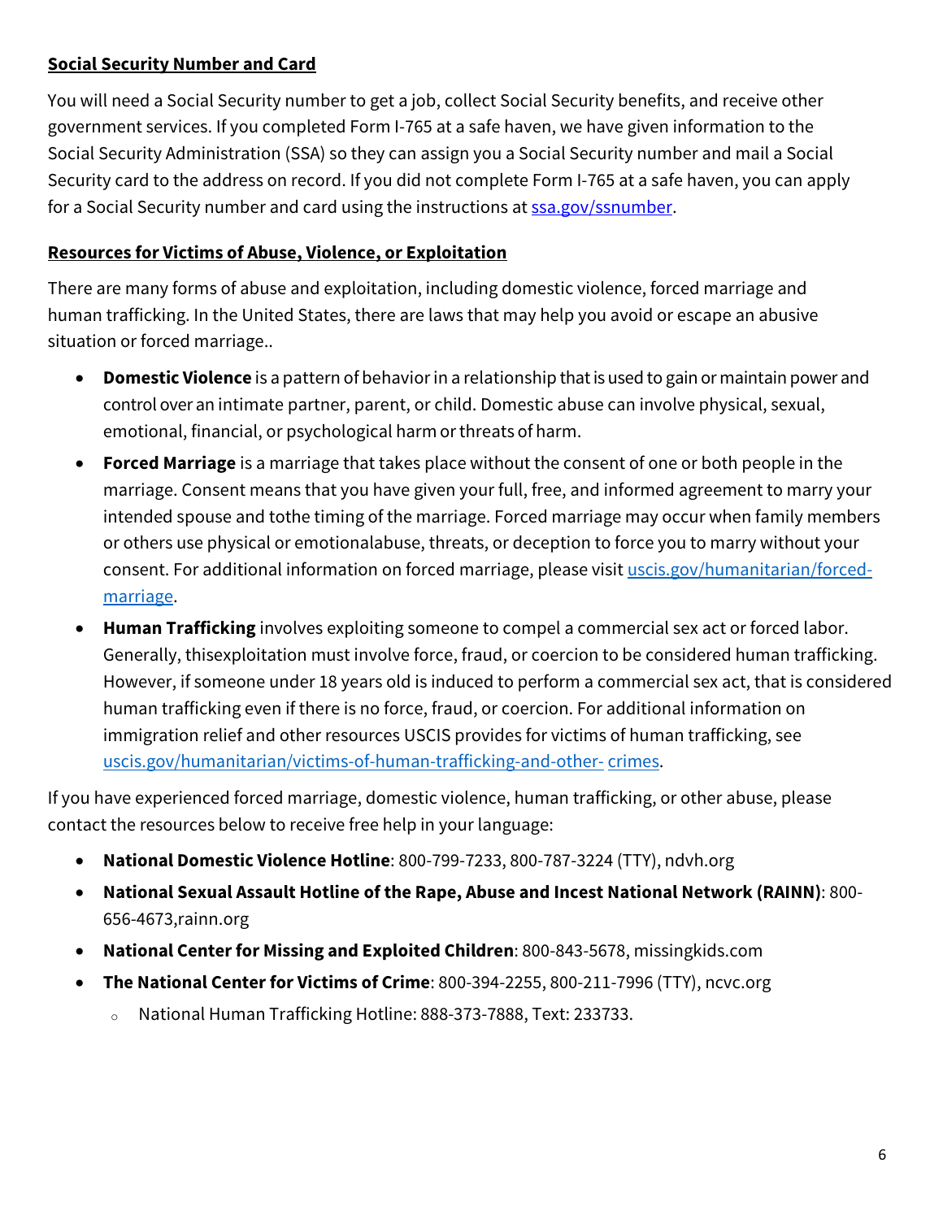**Social Security Number and Card**

You will need a Social Security number to get a job, collect Social Security benefits, and receive other government services. If you completed Form I-765 at a safe haven, we have given information to the Social Security Administration (SSA) so they can assign you a Social Security number and mail a Social Security card to the address on record. If you did not complete Form I-765 at a safe haven, you can apply for a Social Security number and card using the instructions at [ssa.gov/ssnumber](ssa.gov/ssnumber).

**Resources for Victims of Abuse, Violence, or Exploitation**

There are many forms of abuse and exploitation, including domestic violence, forced marriage and human trafficking. In the United States, there are laws that may help you avoid or escape an abusive situation or forced marriage..

- **Domestic Violence** is a pattern of behavior in a relationship that is used to gain or maintain power and control over an intimate partner, parent, or child. Domestic abuse can involve physical, sexual, emotional, financial, or psychological harm or threats of harm.
- **Forced Marriage** is a marriage that takes place without the consent of one or both people in the marriage. Consent means that you have given your full, free, and informed agreement to marry your intended spouse and tothe timing of the marriage. Forced marriage may occur when family members or others use physical or emotionalabuse, threats, or deception to force you to marry without your consent. For additional information on forced marriage, please visit [uscis.gov/humanitarian/forced-marriage](uscis.gov/humanitarian/forced-marriage).
- **Human Trafficking** involves exploiting someone to compel a commercial sex act or forced labor. Generally, thisexploitation must involve force, fraud, or coercion to be considered human trafficking. However, if someone under 18 years old is induced to perform a commercial sex act, that is considered human trafficking even if there is no force, fraud, or coercion. For additional information on immigration relief and other resources USCIS provides for victims of human trafficking, see [uscis.gov/humanitarian/victims-of-human-trafficking-and-other-crimes](uscis.gov/humanitarian/victims-of-human-trafficking-and-other-crimes).

If you have experienced forced marriage, domestic violence, human trafficking, or other abuse, please contact the resources below to receive free help in your language:

- **National Domestic Violence Hotline**: 800-799-7233, 800-787-3224 (TTY), ndvh.org
- **National Sexual Assault Hotline of the Rape, Abuse and Incest National Network (RAINN)**: 800-656-4673,rainn.org
- **National Center for Missing and Exploited Children**: 800-843-5678, missingkids.com
- **The National Center for Victims of Crime**: 800-394-2255, 800-211-7996 (TTY), ncvc.org
  - National Human Trafficking Hotline: 888-373-7888, Text: 233733.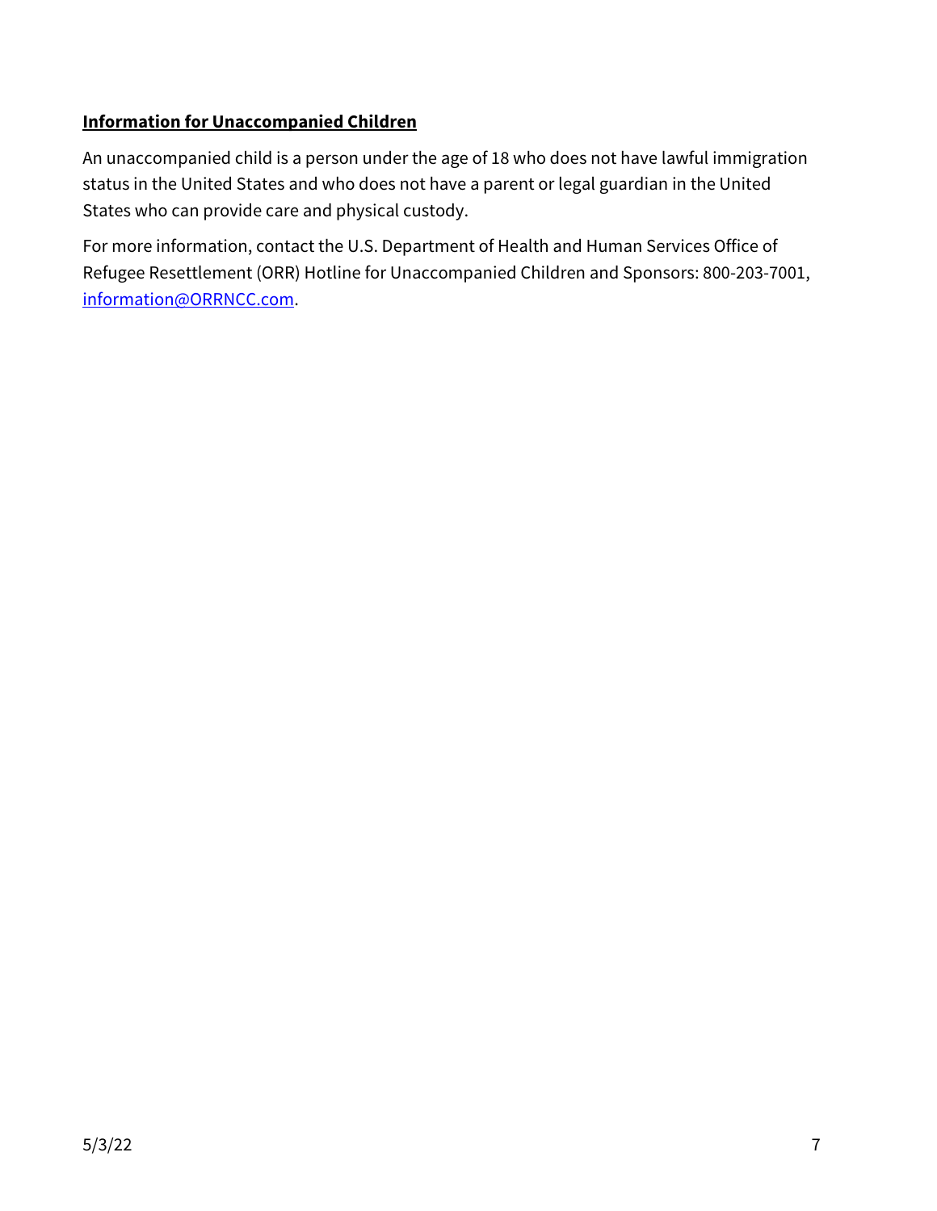**Information for Unaccompanied Children**

An unaccompanied child is a person under the age of 18 who does not have lawful immigration status in the United States and who does not have a parent or legal guardian in the United States who can provide care and physical custody.

For more information, contact the U.S. Department of Health and Human Services Office of Refugee Resettlement (ORR) Hotline for Unaccompanied Children and Sponsors: 800-203-7001, information@ORRNCC.com.